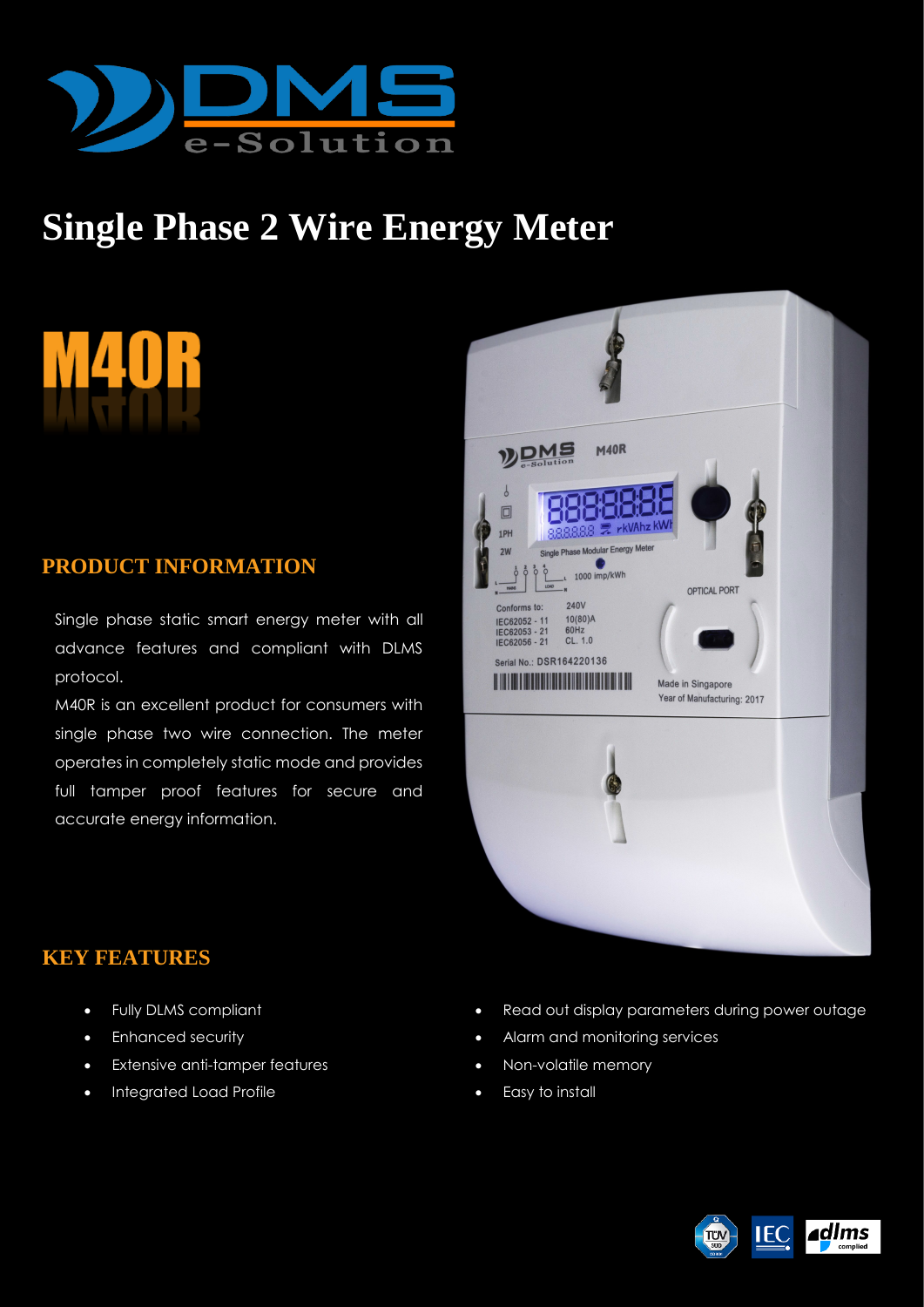# Single Phase 2 Wire Energy Meter

## M40R

### PRODUCT INFORMATION

Single phase static smart energy meter with all advance features and compliant with DLMS protocol.

M40R is an excellent product for consumers with single phase two wire connection. The meter operates in completely static mode and provides full tamper proof features for secure and accurate energy information.

### KEY FEATURES

- Fully DLMS compliant
- Enhanced security
- Extensive anti-tamper features
- Integrated Load Profile
- Read out display parameters during power outage
- Alarm and monitoring services
- Non-volatile memory
- Easy to install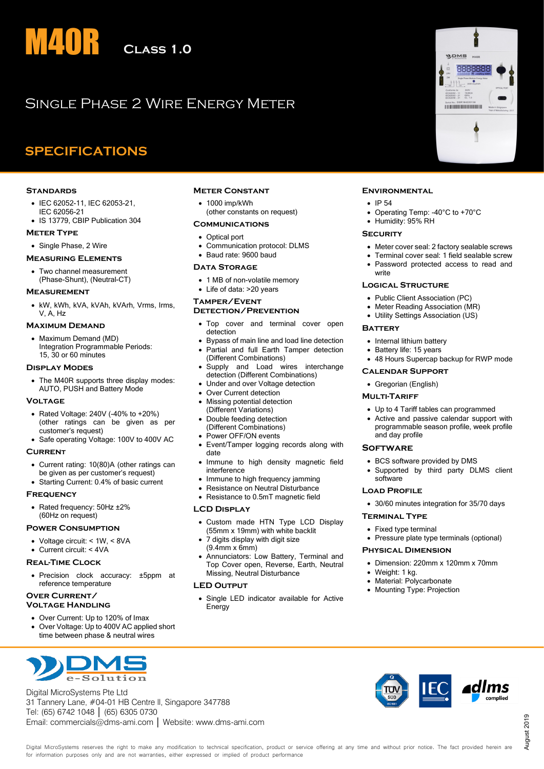# M40R Class 1.0

## Single Phase 2 Wire Energy Meter

## SPECIFICATIONS

### Standards

- IEC 62052-11, IEC 62053-21, IEC 62056-21
- IS 13779, CBIP Publication 304

### Meter Type

- Single Phase, 2 Wire

### Measuring Elements

- Two channel measurement (Phase-Shunt), (Neutral-CT)

### Measurement

- kW, kWh, kVA, kVAh, kVArh, Vrms, Irms, V, A, Hz

### Maximum Demand

- Maximum Demand (MD) Integration Programmable Periods: 15, 30 or 60 minutes

### Display Modes

- The M40R supports three display modes: AUTO, PUSH and Battery Mode

### Voltage

- Rated Voltage: 240V (-40% to +20%) (other ratings can be given as per customer's request)
- Safe operating Voltage: 100V to 400V AC

### Current

- Current rating: 10(80)A (other ratings can be given as per customer's request)
- Starting Current: 0.4% of basic current

### Frequency

- Rated frequency: 50Hz ±2% (60Hz on request)

### Power Consumption

- Voltage circuit: < 1W, < 8VA
- Current circuit: < 4VA

### Real-Time Clock

- Precision clock accuracy: ±5ppm at reference temperature

### Over Current/ Voltage Handling

- Over Current: Up to 120% of Imax
- Over Voltage: Up to 400V AC applied short time between phase & neutral wires

### Meter Constant

- 1000 imp/kWh (other constants on request)

### Communications

- Optical port
- Communication protocol: DLMS
- Baud rate: 9600 baud

### Data Storage

- 1 MB of non-volatile memory
- Life of data: >20 years

### Tamper/Event Detection/Prevention

- Top cover and terminal cover open detection
- Bypass of main line and load line detection
- Partial and full Earth Tamper detection (Different Combinations)
- Supply and Load wires interchange detection (Different Combinations)
- Under and over Voltage detection
- Over Current detection
- Missing potential detection (Different Variations)
- Double feeding detection (Different Combinations)
- Power OFF/ON events
- Event/Tamper logging records along with date
- Immune to high density magnetic field interference
- Immune to high frequency jamming
- Resistance on Neutral Disturbance
- Resistance to 0.5mT magnetic field

### LCD Display

- Custom made HTN Type LCD Display (55mm x 19mm) with white backlit
- 7 digits display with digit size (9.4mm x 6mm)
- Annunciators: Low Battery, Terminal and Top Cover open, Reverse, Earth, Neutral Missing, Neutral Disturbance

### LED Output

- Single LED indicator available for Active Energy

### Environmental

- IP 54
- Operating Temp: -40°C to +70°C
- Humidity: 95% RH

### Security

- Meter cover seal: 2 factory sealable screws
- Terminal cover seal: 1 field sealable screw
- Password protected access to read and write

### Logical Structure

- Public Client Association (PC)
- Meter Reading Association (MR)
- Utility Settings Association (US)

### Battery

- Internal lithium battery
- Battery life: 15 years
- 48 Hours Supercap backup for RWP mode

### Calendar Support

- Gregorian (English)

### Multi-Tariff

- Up to 4 Tariff tables can programmed
- Active and passive calendar support with programmable season profile, week profile and day profile

### Software

- BCS software provided by DMS
- Supported by third party DLMS client software

### Load Profile

- 30/60 minutes integration for 35/70 days

### Terminal Type

- Fixed type terminal
- Pressure plate type terminals (optional)

### Physical Dimension

- Dimension: 220mm x 120mm x 70mm
- Weight: 1 kg.
- Material: Polycarbonate
- Mounting Type: Projection

---

DMS e-Solution

Digital MicroSystems Pte Ltd
31 Tannery Lane, #04-01 HB Centre II, Singapore 347788
Tel: (65) 6742 1048 | (65) 6305 0730
Email: commercials@dms-ami.com | Website: www.dms-ami.com

TÜV SÜD · IEC · dlms complied

August 2019

Digital MicroSystems reserves the right to make any modification to technical specification, product or service offering at any time and without prior notice. The fact provided herein are for information purposes only and are not warranties, either expressed or implied of product performance